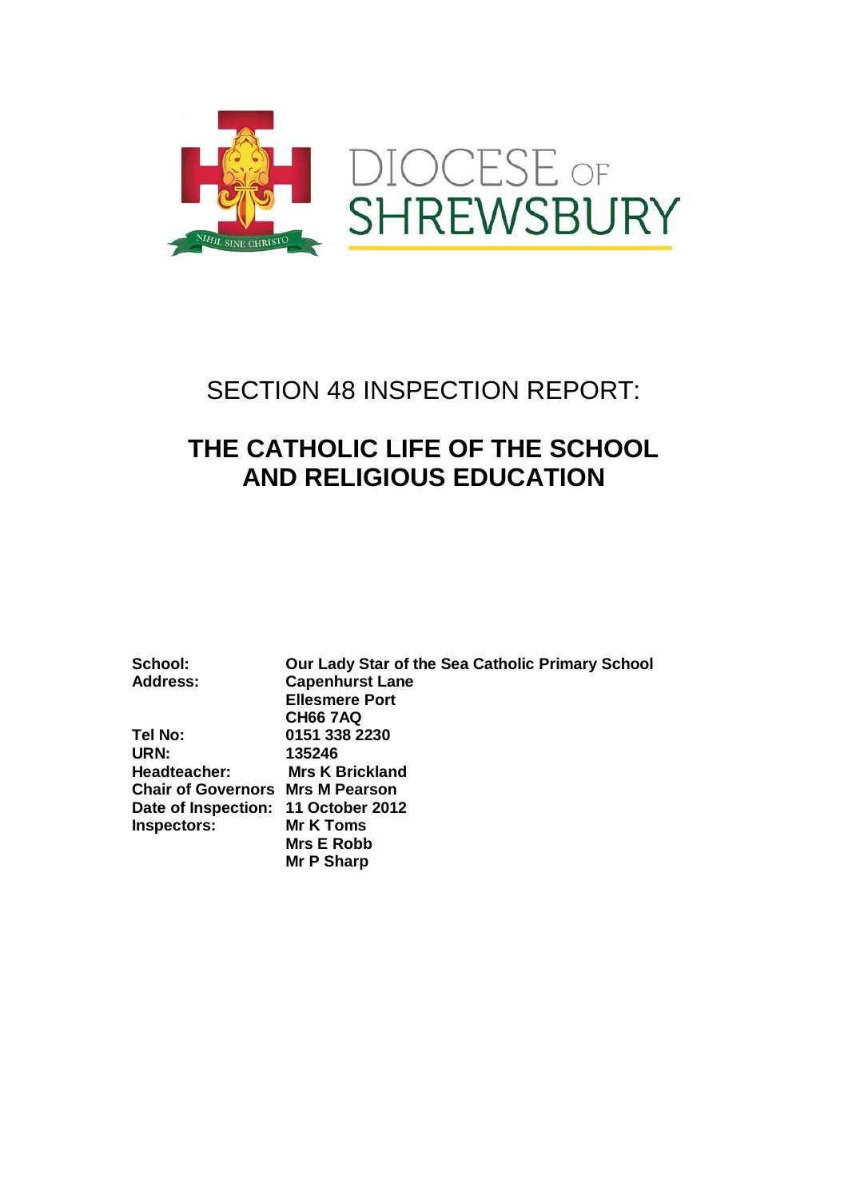DIOCESE OF SHREWSBURY

NIHIL SINE CHRISTO

# SECTION 48 INSPECTION REPORT:

# THE CATHOLIC LIFE OF THE SCHOOL AND RELIGIOUS EDUCATION

| | |
|---|---|
| **School:** | **Our Lady Star of the Sea Catholic Primary School** |
| **Address:** | **Capenhurst Lane** |
| | **Ellesmere Port** |
| | **CH66 7AQ** |
| **Tel No:** | **0151 338 2230** |
| **URN:** | **135246** |
| **Headteacher:** | **Mrs K Brickland** |
| **Chair of Governors** | **Mrs M Pearson** |
| **Date of Inspection:** | **11 October 2012** |
| **Inspectors:** | **Mr K Toms** |
| | **Mrs E Robb** |
| | **Mr P Sharp** |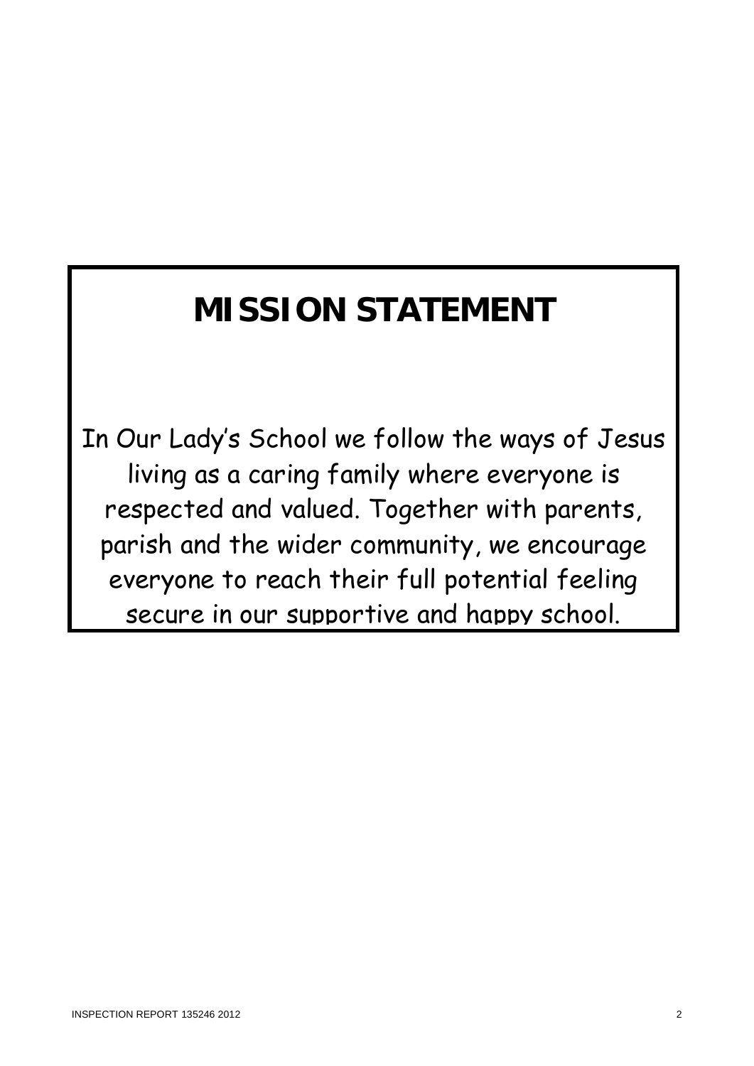# MISSION STATEMENT

In Our Lady's School we follow the ways of Jesus living as a caring family where everyone is respected and valued. Together with parents, parish and the wider community, we encourage everyone to reach their full potential feeling secure in our supportive and happy school.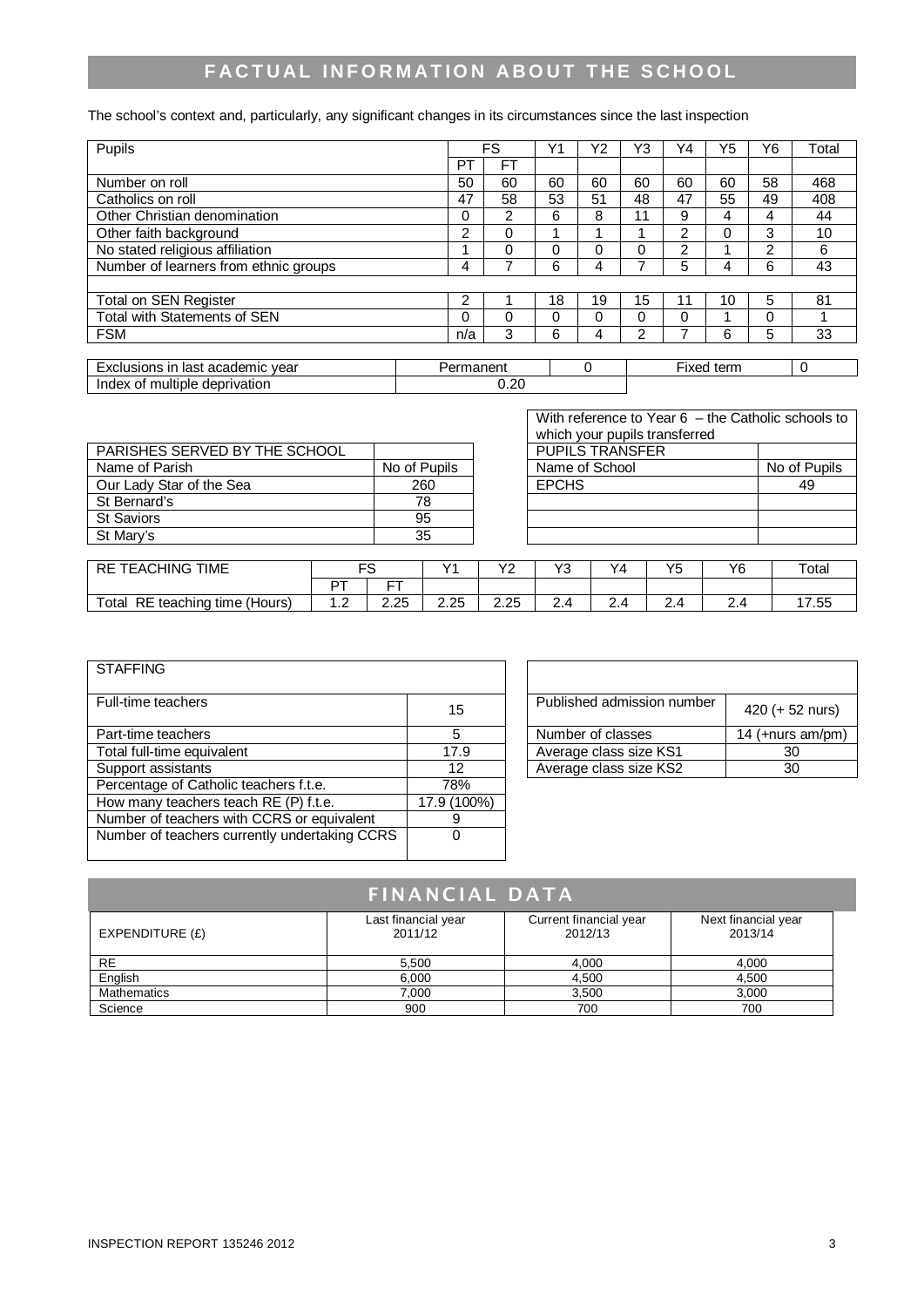## FACTUAL INFORMATION ABOUT THE SCHOOL

The school's context and, particularly, any significant changes in its circumstances since the last inspection

| Pupils | FS | | Y1 | Y2 | Y3 | Y4 | Y5 | Y6 | Total |
|---|---|---|---|---|---|---|---|---|---|
| | PT | FT | | | | | | | |
| Number on roll | 50 | 60 | 60 | 60 | 60 | 60 | 60 | 58 | 468 |
| Catholics on roll | 47 | 58 | 53 | 51 | 48 | 47 | 55 | 49 | 408 |
| Other Christian denomination | 0 | 2 | 6 | 8 | 11 | 9 | 4 | 4 | 44 |
| Other faith background | 2 | 0 | 1 | 1 | 1 | 2 | 0 | 3 | 10 |
| No stated religious affiliation | 1 | 0 | 0 | 0 | 0 | 2 | 1 | 2 | 6 |
| Number of learners from ethnic groups | 4 | 7 | 6 | 4 | 7 | 5 | 4 | 6 | 43 |
| | | | | | | | | | |
| Total on SEN Register | 2 | 1 | 18 | 19 | 15 | 11 | 10 | 5 | 81 |
| Total with Statements of SEN | 0 | 0 | 0 | 0 | 0 | 0 | 1 | 0 | 1 |
| FSM | n/a | 3 | 6 | 4 | 2 | 7 | 6 | 5 | 33 |

| Exclusions in last academic year | Permanent | 0 | Fixed term | 0 |
|---|---|---|---|---|
| Index of multiple deprivation | 0.20 | | | |

| PARISHES SERVED BY THE SCHOOL | |
|---|---|
| Name of Parish | No of Pupils |
| Our Lady Star of the Sea | 260 |
| St Bernard's | 78 |
| St Saviors | 95 |
| St Mary's | 35 |

With reference to Year 6 – the Catholic schools to which your pupils transferred

| PUPILS TRANSFER | |
|---|---|
| Name of School | No of Pupils |
| EPCHS | 49 |

| RE TEACHING TIME | FS | | Y1 | Y2 | Y3 | Y4 | Y5 | Y6 | Total |
|---|---|---|---|---|---|---|---|---|---|
| | PT | FT | | | | | | | |
| Total RE teaching time (Hours) | 1.2 | 2.25 | 2.25 | 2.25 | 2.4 | 2.4 | 2.4 | 2.4 | 17.55 |

| STAFFING | |
|---|---|
| Full-time teachers | 15 |
| Part-time teachers | 5 |
| Total full-time equivalent | 17.9 |
| Support assistants | 12 |
| Percentage of Catholic teachers f.t.e. | 78% |
| How many teachers teach RE (P) f.t.e. | 17.9 (100%) |
| Number of teachers with CCRS or equivalent | 9 |
| Number of teachers currently undertaking CCRS | 0 |

| | |
|---|---|
| Published admission number | 420 (+ 52 nurs) |
| Number of classes | 14 (+nurs am/pm) |
| Average class size KS1 | 30 |
| Average class size KS2 | 30 |

## FINANCIAL DATA

| EXPENDITURE (£) | Last financial year 2011/12 | Current financial year 2012/13 | Next financial year 2013/14 |
|---|---|---|---|
| RE | 5,500 | 4,000 | 4,000 |
| English | 6,000 | 4,500 | 4,500 |
| Mathematics | 7,000 | 3,500 | 3,000 |
| Science | 900 | 700 | 700 |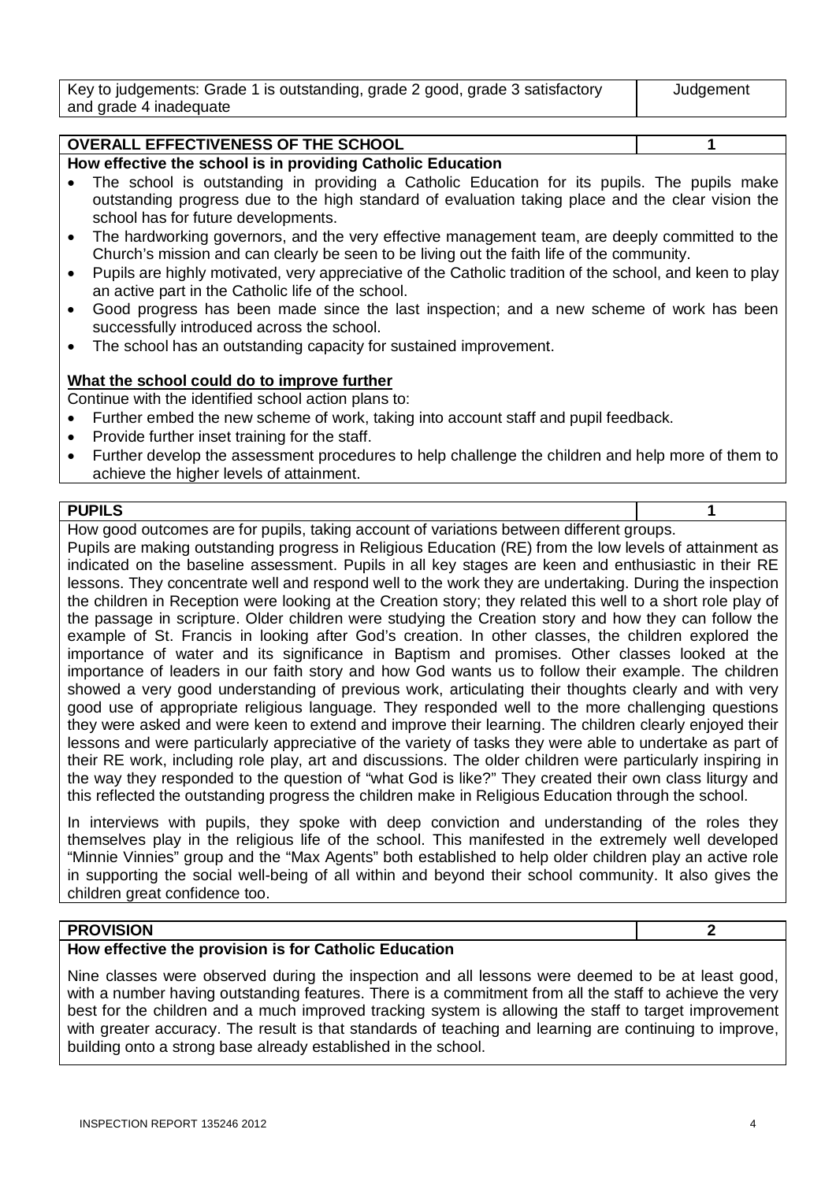| Key to judgements: Grade 1 is outstanding, grade 2 good, grade 3 satisfactory and grade 4 inadequate | Judgement |
|---|---|

| **OVERALL EFFECTIVENESS OF THE SCHOOL** | **1** |
|---|---|

**How effective the school is in providing Catholic Education**

- The school is outstanding in providing a Catholic Education for its pupils. The pupils make outstanding progress due to the high standard of evaluation taking place and the clear vision the school has for future developments.
- The hardworking governors, and the very effective management team, are deeply committed to the Church's mission and can clearly be seen to be living out the faith life of the community.
- Pupils are highly motivated, very appreciative of the Catholic tradition of the school, and keen to play an active part in the Catholic life of the school.
- Good progress has been made since the last inspection; and a new scheme of work has been successfully introduced across the school.
- The school has an outstanding capacity for sustained improvement.

**What the school could do to improve further**

Continue with the identified school action plans to:

- Further embed the new scheme of work, taking into account staff and pupil feedback.
- Provide further inset training for the staff.
- Further develop the assessment procedures to help challenge the children and help more of them to achieve the higher levels of attainment.

| **PUPILS** | **1** |
|---|---|

How good outcomes are for pupils, taking account of variations between different groups.

Pupils are making outstanding progress in Religious Education (RE) from the low levels of attainment as indicated on the baseline assessment. Pupils in all key stages are keen and enthusiastic in their RE lessons. They concentrate well and respond well to the work they are undertaking. During the inspection the children in Reception were looking at the Creation story; they related this well to a short role play of the passage in scripture. Older children were studying the Creation story and how they can follow the example of St. Francis in looking after God's creation. In other classes, the children explored the importance of water and its significance in Baptism and promises. Other classes looked at the importance of leaders in our faith story and how God wants us to follow their example. The children showed a very good understanding of previous work, articulating their thoughts clearly and with very good use of appropriate religious language. They responded well to the more challenging questions they were asked and were keen to extend and improve their learning. The children clearly enjoyed their lessons and were particularly appreciative of the variety of tasks they were able to undertake as part of their RE work, including role play, art and discussions. The older children were particularly inspiring in the way they responded to the question of "what God is like?" They created their own class liturgy and this reflected the outstanding progress the children make in Religious Education through the school.

In interviews with pupils, they spoke with deep conviction and understanding of the roles they themselves play in the religious life of the school. This manifested in the extremely well developed "Minnie Vinnies" group and the "Max Agents" both established to help older children play an active role in supporting the social well-being of all within and beyond their school community. It also gives the children great confidence too.

| **PROVISION** | **2** |
|---|---|

**How effective the provision is for Catholic Education**

Nine classes were observed during the inspection and all lessons were deemed to be at least good, with a number having outstanding features. There is a commitment from all the staff to achieve the very best for the children and a much improved tracking system is allowing the staff to target improvement with greater accuracy. The result is that standards of teaching and learning are continuing to improve, building onto a strong base already established in the school.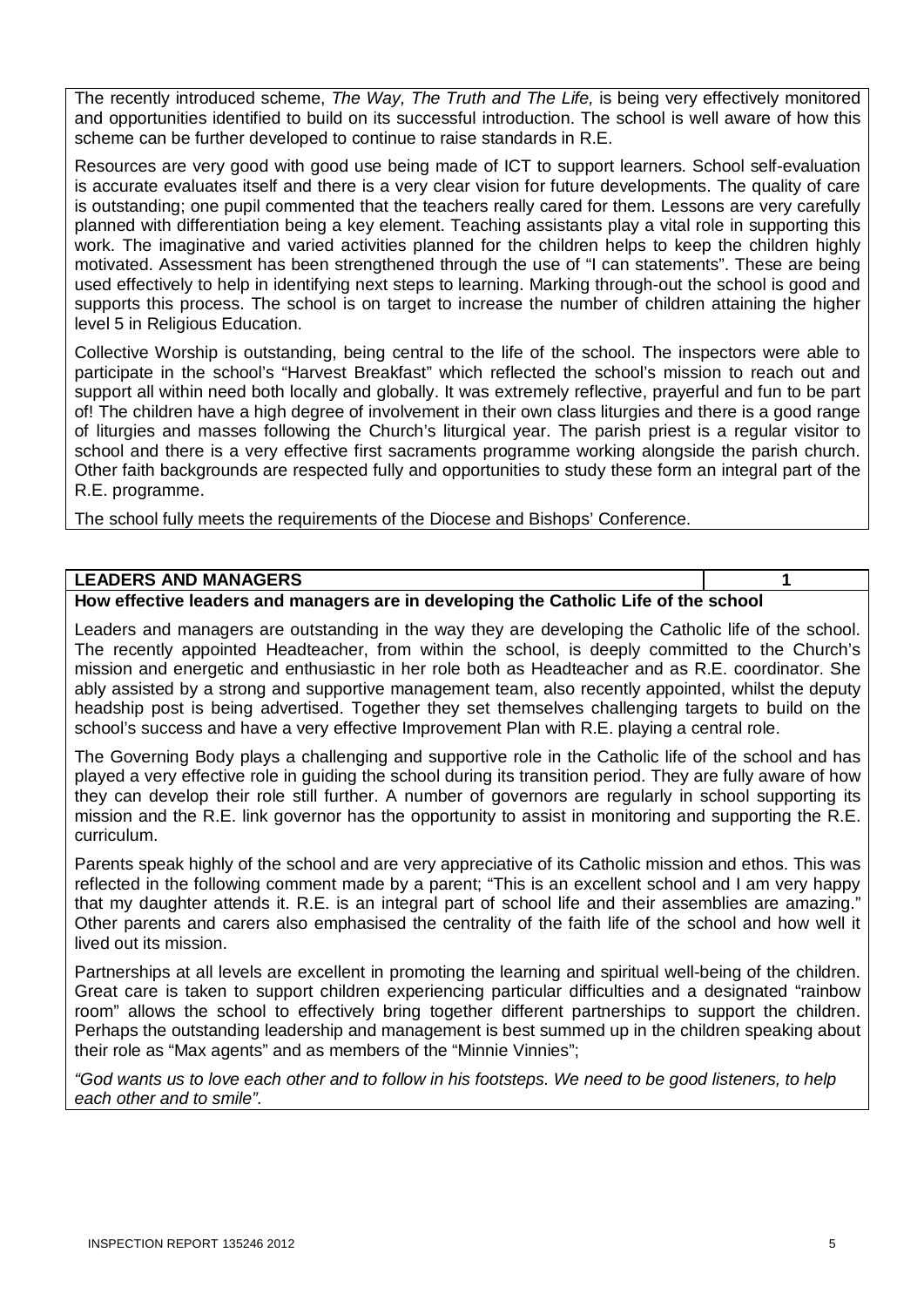The recently introduced scheme, *The Way, The Truth and The Life,* is being very effectively monitored and opportunities identified to build on its successful introduction. The school is well aware of how this scheme can be further developed to continue to raise standards in R.E.

Resources are very good with good use being made of ICT to support learners. School self-evaluation is accurate evaluates itself and there is a very clear vision for future developments. The quality of care is outstanding; one pupil commented that the teachers really cared for them. Lessons are very carefully planned with differentiation being a key element. Teaching assistants play a vital role in supporting this work. The imaginative and varied activities planned for the children helps to keep the children highly motivated. Assessment has been strengthened through the use of "I can statements". These are being used effectively to help in identifying next steps to learning. Marking through-out the school is good and supports this process. The school is on target to increase the number of children attaining the higher level 5 in Religious Education.

Collective Worship is outstanding, being central to the life of the school. The inspectors were able to participate in the school's "Harvest Breakfast" which reflected the school's mission to reach out and support all within need both locally and globally. It was extremely reflective, prayerful and fun to be part of! The children have a high degree of involvement in their own class liturgies and there is a good range of liturgies and masses following the Church's liturgical year. The parish priest is a regular visitor to school and there is a very effective first sacraments programme working alongside the parish church. Other faith backgrounds are respected fully and opportunities to study these form an integral part of the R.E. programme.

The school fully meets the requirements of the Diocese and Bishops' Conference.

| **LEADERS AND MANAGERS** | **1** |
|---|---|

**How effective leaders and managers are in developing the Catholic Life of the school**

Leaders and managers are outstanding in the way they are developing the Catholic life of the school. The recently appointed Headteacher, from within the school, is deeply committed to the Church's mission and energetic and enthusiastic in her role both as Headteacher and as R.E. coordinator. She ably assisted by a strong and supportive management team, also recently appointed, whilst the deputy headship post is being advertised. Together they set themselves challenging targets to build on the school's success and have a very effective Improvement Plan with R.E. playing a central role.

The Governing Body plays a challenging and supportive role in the Catholic life of the school and has played a very effective role in guiding the school during its transition period. They are fully aware of how they can develop their role still further. A number of governors are regularly in school supporting its mission and the R.E. link governor has the opportunity to assist in monitoring and supporting the R.E. curriculum.

Parents speak highly of the school and are very appreciative of its Catholic mission and ethos. This was reflected in the following comment made by a parent; "This is an excellent school and I am very happy that my daughter attends it. R.E. is an integral part of school life and their assemblies are amazing." Other parents and carers also emphasised the centrality of the faith life of the school and how well it lived out its mission.

Partnerships at all levels are excellent in promoting the learning and spiritual well-being of the children. Great care is taken to support children experiencing particular difficulties and a designated "rainbow room" allows the school to effectively bring together different partnerships to support the children. Perhaps the outstanding leadership and management is best summed up in the children speaking about their role as "Max agents" and as members of the "Minnie Vinnies";

*"God wants us to love each other and to follow in his footsteps. We need to be good listeners, to help each other and to smile".*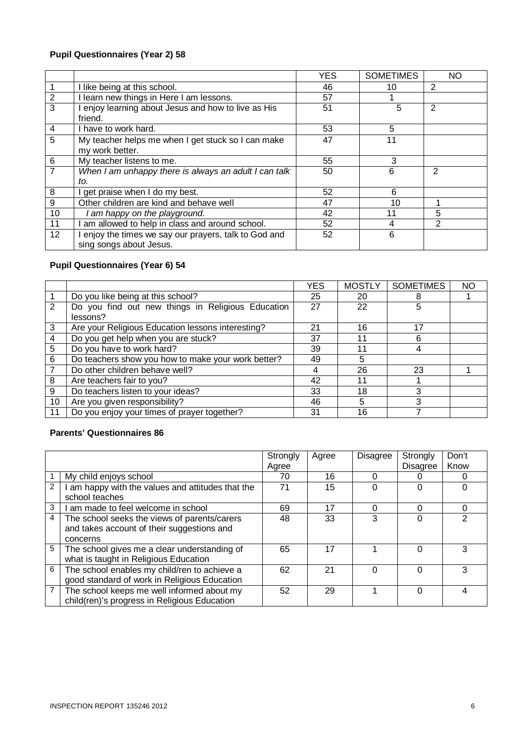**Pupil Questionnaires (Year 2) 58**

| | | YES | SOMETIMES | NO |
|---|---|---|---|---|
| 1 | I like being at this school. | 46 | 10 | 2 |
| 2 | I learn new things in Here I am lessons. | 57 | 1 | |
| 3 | I enjoy learning about Jesus and how to live as His friend. | 51 | 5 | 2 |
| 4 | I have to work hard. | 53 | 5 | |
| 5 | My teacher helps me when I get stuck so I can make my work better. | 47 | 11 | |
| 6 | My teacher listens to me. | 55 | 3 | |
| 7 | *When I am unhappy there is always an adult I can talk to.* | 50 | 6 | 2 |
| 8 | I get praise when I do my best. | 52 | 6 | |
| 9 | Other children are kind and behave well | 47 | 10 | 1 |
| 10 | *I am happy on the playground.* | 42 | 11 | 5 |
| 11 | I am allowed to help in class and around school. | 52 | 4 | 2 |
| 12 | I enjoy the times we say our prayers, talk to God and sing songs about Jesus. | 52 | 6 | |

**Pupil Questionnaires (Year 6) 54**

| | | YES | MOSTLY | SOMETIMES | NO |
|---|---|---|---|---|---|
| 1 | Do you like being at this school? | 25 | 20 | 8 | 1 |
| 2 | Do you find out new things in Religious Education lessons? | 27 | 22 | 5 | |
| 3 | Are your Religious Education lessons interesting? | 21 | 16 | 17 | |
| 4 | Do you get help when you are stuck? | 37 | 11 | 6 | |
| 5 | Do you have to work hard? | 39 | 11 | 4 | |
| 6 | Do teachers show you how to make your work better? | 49 | 5 | | |
| 7 | Do other children behave well? | 4 | 26 | 23 | 1 |
| 8 | Are teachers fair to you? | 42 | 11 | 1 | |
| 9 | Do teachers listen to your ideas? | 33 | 18 | 3 | |
| 10 | Are you given responsibility? | 46 | 5 | 3 | |
| 11 | Do you enjoy your times of prayer together? | 31 | 16 | 7 | |

**Parents' Questionnaires 86**

| | | Strongly Agree | Agree | Disagree | Strongly Disagree | Don't Know |
|---|---|---|---|---|---|---|
| 1 | My child enjoys school | 70 | 16 | 0 | 0 | 0 |
| 2 | I am happy with the values and attitudes that the school teaches | 71 | 15 | 0 | 0 | 0 |
| 3 | I am made to feel welcome in school | 69 | 17 | 0 | 0 | 0 |
| 4 | The school seeks the views of parents/carers and takes account of their suggestions and concerns | 48 | 33 | 3 | 0 | 2 |
| 5 | The school gives me a clear understanding of what is taught in Religious Education | 65 | 17 | 1 | 0 | 3 |
| 6 | The school enables my child/ren to achieve a good standard of work in Religious Education | 62 | 21 | 0 | 0 | 3 |
| 7 | The school keeps me well informed about my child(ren)'s progress in Religious Education | 52 | 29 | 1 | 0 | 4 |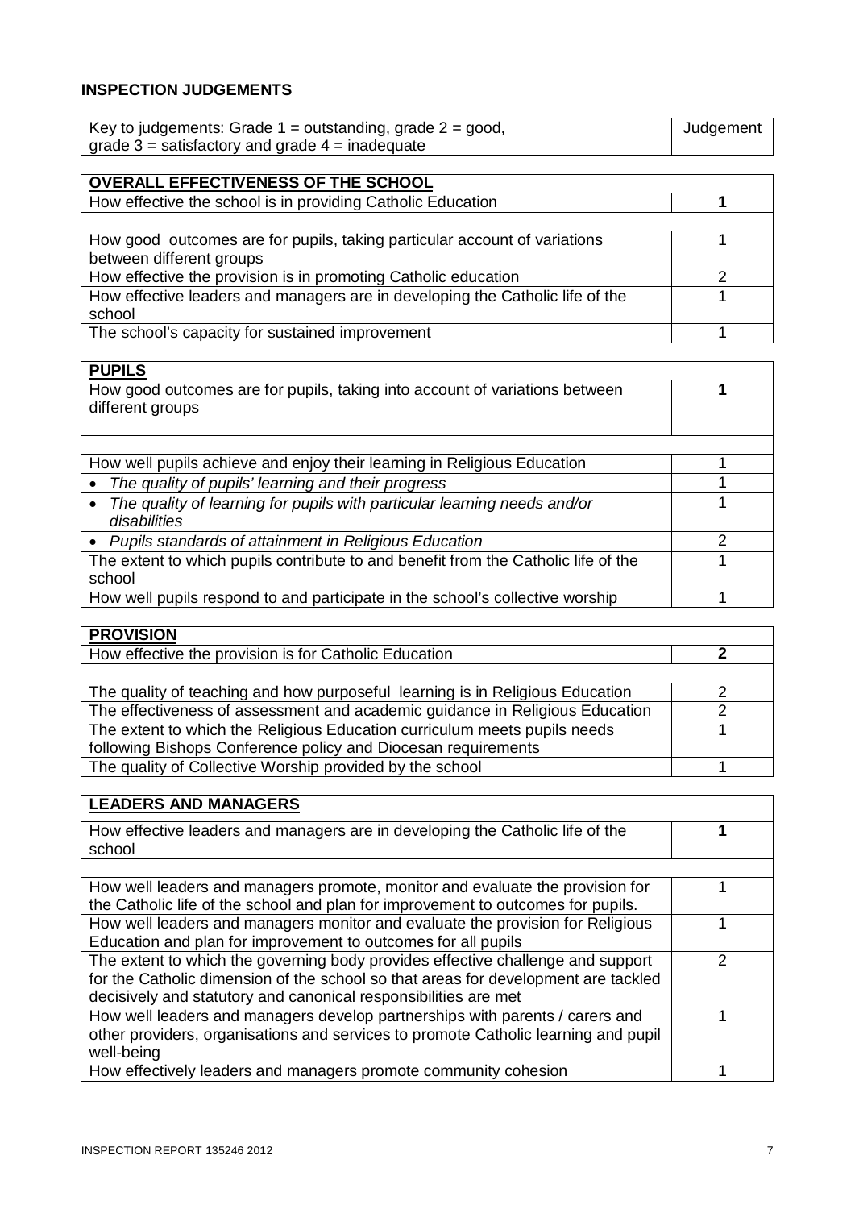## INSPECTION JUDGEMENTS

| Key to judgements: Grade 1 = outstanding, grade 2 = good, grade 3 = satisfactory and grade 4 = inadequate | Judgement |
|---|---|

| **OVERALL EFFECTIVENESS OF THE SCHOOL** | |
|---|---|
| How effective the school is in providing Catholic Education | **1** |
| | |
| How good outcomes are for pupils, taking particular account of variations between different groups | 1 |
| How effective the provision is in promoting Catholic education | 2 |
| How effective leaders and managers are in developing the Catholic life of the school | 1 |
| The school's capacity for sustained improvement | 1 |

| **PUPILS** | |
|---|---|
| How good outcomes are for pupils, taking into account of variations between different groups | **1** |
| | |
| How well pupils achieve and enjoy their learning in Religious Education | 1 |
| • *The quality of pupils' learning and their progress* | 1 |
| • *The quality of learning for pupils with particular learning needs and/or disabilities* | 1 |
| • *Pupils standards of attainment in Religious Education* | 2 |
| The extent to which pupils contribute to and benefit from the Catholic life of the school | 1 |
| How well pupils respond to and participate in the school's collective worship | 1 |

| **PROVISION** | |
|---|---|
| How effective the provision is for Catholic Education | **2** |
| | |
| The quality of teaching and how purposeful learning is in Religious Education | 2 |
| The effectiveness of assessment and academic guidance in Religious Education | 2 |
| The extent to which the Religious Education curriculum meets pupils needs following Bishops Conference policy and Diocesan requirements | 1 |
| The quality of Collective Worship provided by the school | 1 |

| **LEADERS AND MANAGERS** | |
|---|---|
| How effective leaders and managers are in developing the Catholic life of the school | **1** |
| | |
| How well leaders and managers promote, monitor and evaluate the provision for the Catholic life of the school and plan for improvement to outcomes for pupils. | 1 |
| How well leaders and managers monitor and evaluate the provision for Religious Education and plan for improvement to outcomes for all pupils | 1 |
| The extent to which the governing body provides effective challenge and support for the Catholic dimension of the school so that areas for development are tackled decisively and statutory and canonical responsibilities are met | 2 |
| How well leaders and managers develop partnerships with parents / carers and other providers, organisations and services to promote Catholic learning and pupil well-being | 1 |
| How effectively leaders and managers promote community cohesion | 1 |